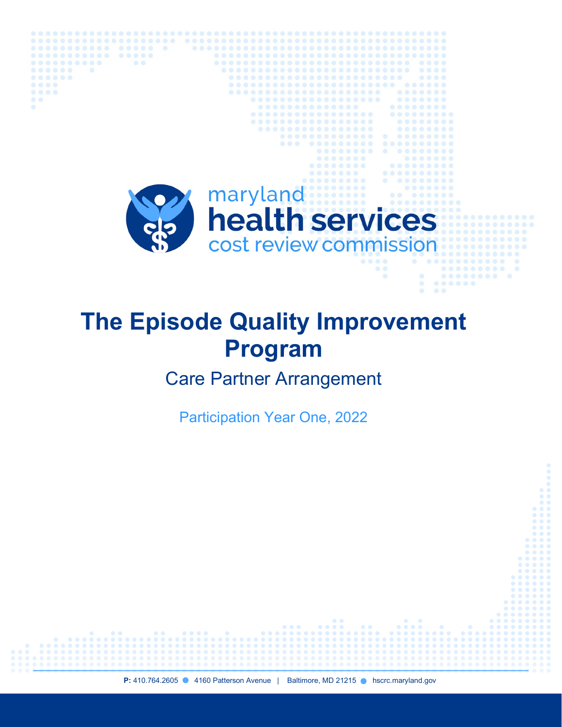maryland
**health services**
cost review commission

# The Episode Quality Improvement Program

## Care Partner Arrangement

Participation Year One, 2022

**P:** 410.764.2605 ● 4160 Patterson Avenue | Baltimore, MD 21215 ● hscrc.maryland.gov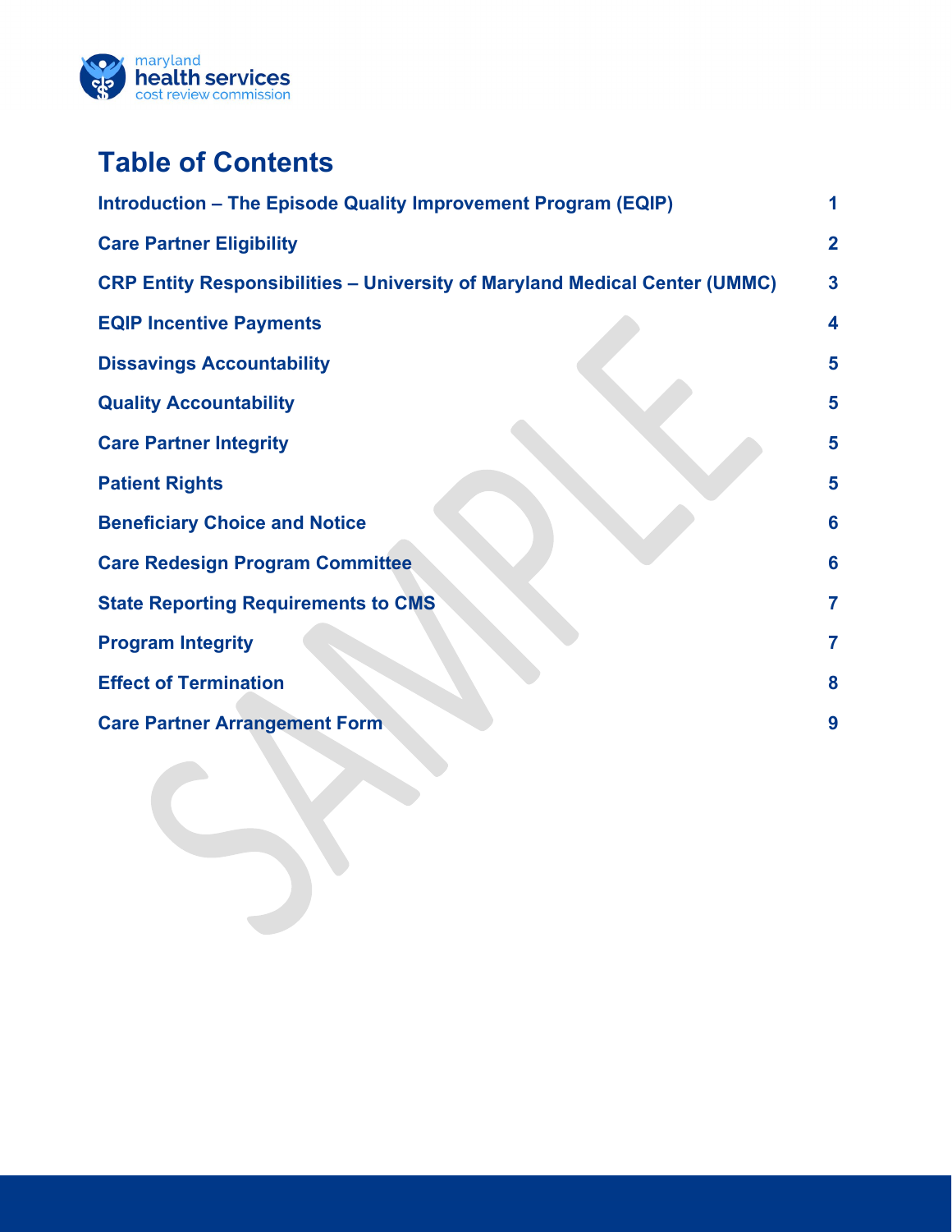# Table of Contents

| | |
|---|---|
| **Introduction – The Episode Quality Improvement Program (EQIP)** | **1** |
| **Care Partner Eligibility** | **2** |
| **CRP Entity Responsibilities – University of Maryland Medical Center (UMMC)** | **3** |
| **EQIP Incentive Payments** | **4** |
| **Dissavings Accountability** | **5** |
| **Quality Accountability** | **5** |
| **Care Partner Integrity** | **5** |
| **Patient Rights** | **5** |
| **Beneficiary Choice and Notice** | **6** |
| **Care Redesign Program Committee** | **6** |
| **State Reporting Requirements to CMS** | **7** |
| **Program Integrity** | **7** |
| **Effect of Termination** | **8** |
| **Care Partner Arrangement Form** | **9** |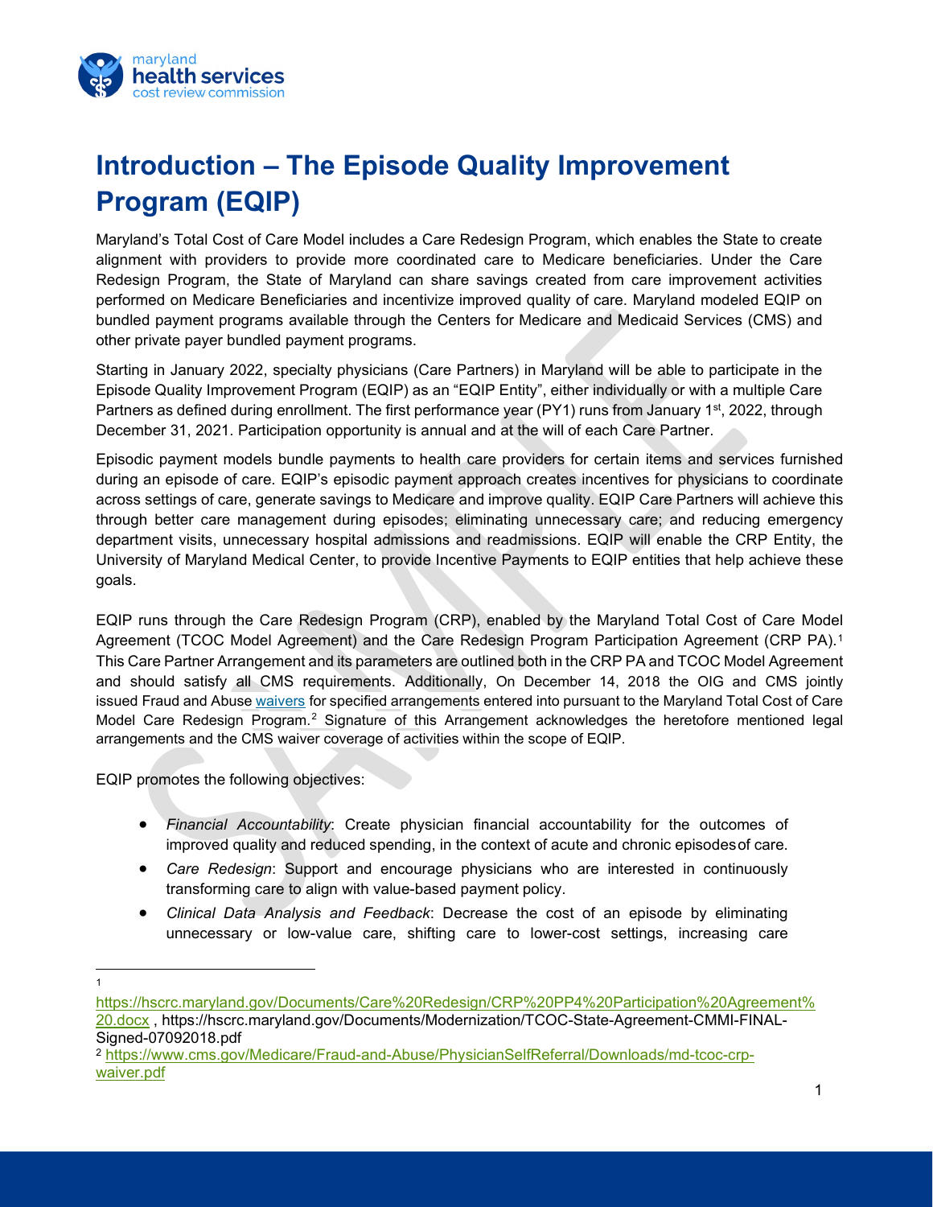# Introduction – The Episode Quality Improvement Program (EQIP)

Maryland's Total Cost of Care Model includes a Care Redesign Program, which enables the State to create alignment with providers to provide more coordinated care to Medicare beneficiaries. Under the Care Redesign Program, the State of Maryland can share savings created from care improvement activities performed on Medicare Beneficiaries and incentivize improved quality of care. Maryland modeled EQIP on bundled payment programs available through the Centers for Medicare and Medicaid Services (CMS) and other private payer bundled payment programs.

Starting in January 2022, specialty physicians (Care Partners) in Maryland will be able to participate in the Episode Quality Improvement Program (EQIP) as an "EQIP Entity", either individually or with a multiple Care Partners as defined during enrollment. The first performance year (PY1) runs from January 1st, 2022, through December 31, 2021. Participation opportunity is annual and at the will of each Care Partner.

Episodic payment models bundle payments to health care providers for certain items and services furnished during an episode of care. EQIP's episodic payment approach creates incentives for physicians to coordinate across settings of care, generate savings to Medicare and improve quality. EQIP Care Partners will achieve this through better care management during episodes; eliminating unnecessary care; and reducing emergency department visits, unnecessary hospital admissions and readmissions. EQIP will enable the CRP Entity, the University of Maryland Medical Center, to provide Incentive Payments to EQIP entities that help achieve these goals.

EQIP runs through the Care Redesign Program (CRP), enabled by the Maryland Total Cost of Care Model Agreement (TCOC Model Agreement) and the Care Redesign Program Participation Agreement (CRP PA).[1] This Care Partner Arrangement and its parameters are outlined both in the CRP PA and TCOC Model Agreement and should satisfy all CMS requirements. Additionally, On December 14, 2018 the OIG and CMS jointly issued Fraud and Abuse waivers for specified arrangements entered into pursuant to the Maryland Total Cost of Care Model Care Redesign Program.[2] Signature of this Arrangement acknowledges the heretofore mentioned legal arrangements and the CMS waiver coverage of activities within the scope of EQIP.

EQIP promotes the following objectives:

- *Financial Accountability*: Create physician financial accountability for the outcomes of improved quality and reduced spending, in the context of acute and chronic episodes of care.
- *Care Redesign*: Support and encourage physicians who are interested in continuously transforming care to align with value-based payment policy.
- *Clinical Data Analysis and Feedback*: Decrease the cost of an episode by eliminating unnecessary or low-value care, shifting care to lower-cost settings, increasing care

[1] https://hscrc.maryland.gov/Documents/Care%20Redesign/CRP%20PP4%20Participation%20Agreement%20.docx , https://hscrc.maryland.gov/Documents/Modernization/TCOC-State-Agreement-CMMI-FINAL-Signed-07092018.pdf

[2] https://www.cms.gov/Medicare/Fraud-and-Abuse/PhysicianSelfReferral/Downloads/md-tcoc-crp-waiver.pdf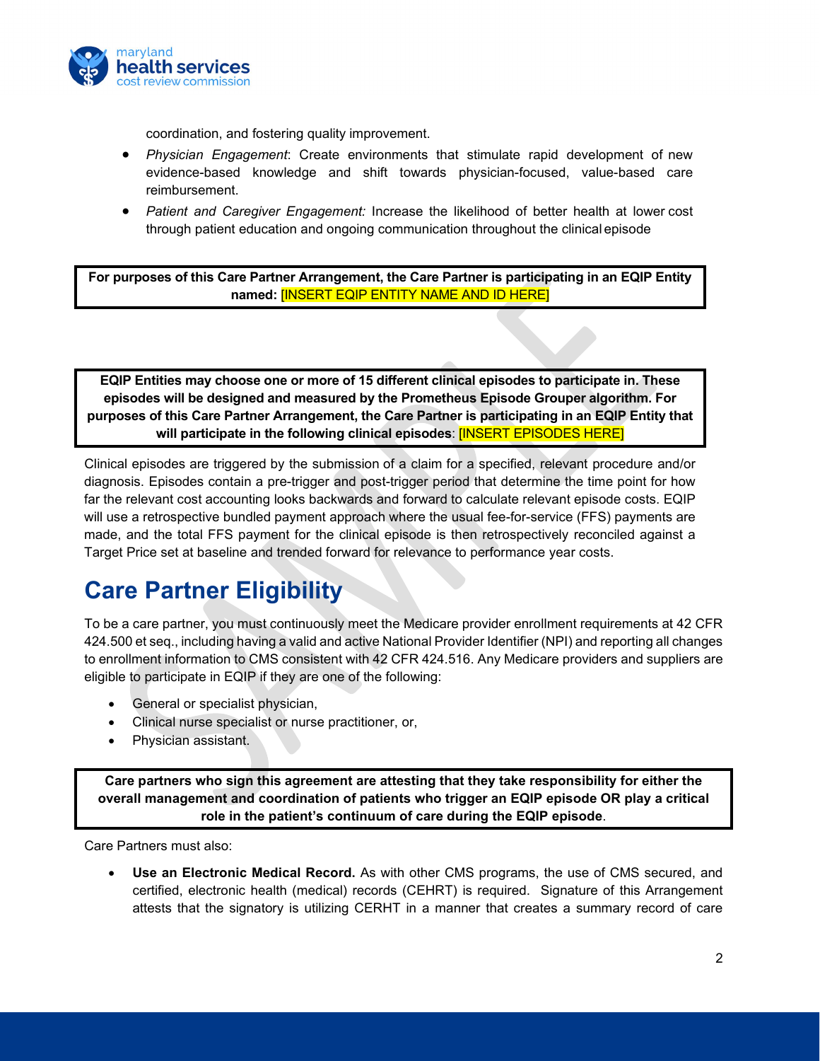coordination, and fostering quality improvement.

- *Physician Engagement*: Create environments that stimulate rapid development of new evidence-based knowledge and shift towards physician-focused, value-based care reimbursement.
- *Patient and Caregiver Engagement:* Increase the likelihood of better health at lower cost through patient education and ongoing communication throughout the clinical episode

**For purposes of this Care Partner Arrangement, the Care Partner is participating in an EQIP Entity named: [INSERT EQIP ENTITY NAME AND ID HERE]**

**EQIP Entities may choose one or more of 15 different clinical episodes to participate in. These episodes will be designed and measured by the Prometheus Episode Grouper algorithm. For purposes of this Care Partner Arrangement, the Care Partner is participating in an EQIP Entity that will participate in the following clinical episodes: [INSERT EPISODES HERE]**

Clinical episodes are triggered by the submission of a claim for a specified, relevant procedure and/or diagnosis. Episodes contain a pre-trigger and post-trigger period that determine the time point for how far the relevant cost accounting looks backwards and forward to calculate relevant episode costs. EQIP will use a retrospective bundled payment approach where the usual fee-for-service (FFS) payments are made, and the total FFS payment for the clinical episode is then retrospectively reconciled against a Target Price set at baseline and trended forward for relevance to performance year costs.

## Care Partner Eligibility

To be a care partner, you must continuously meet the Medicare provider enrollment requirements at 42 CFR 424.500 et seq., including having a valid and active National Provider Identifier (NPI) and reporting all changes to enrollment information to CMS consistent with 42 CFR 424.516. Any Medicare providers and suppliers are eligible to participate in EQIP if they are one of the following:

- General or specialist physician,
- Clinical nurse specialist or nurse practitioner, or,
- Physician assistant.

**Care partners who sign this agreement are attesting that they take responsibility for either the overall management and coordination of patients who trigger an EQIP episode OR play a critical role in the patient's continuum of care during the EQIP episode**.

Care Partners must also:

- **Use an Electronic Medical Record.** As with other CMS programs, the use of CMS secured, and certified, electronic health (medical) records (CEHRT) is required. Signature of this Arrangement attests that the signatory is utilizing CERHT in a manner that creates a summary record of care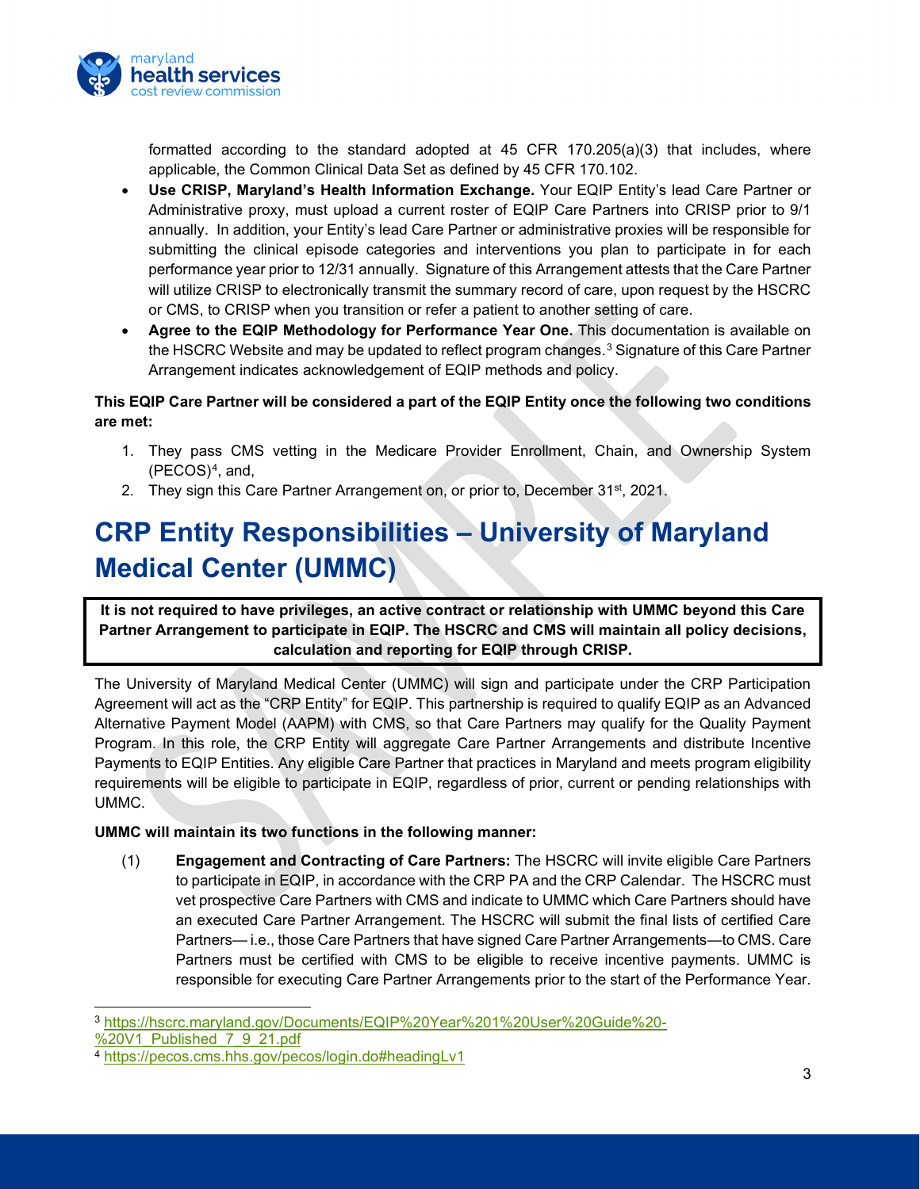formatted according to the standard adopted at 45 CFR 170.205(a)(3) that includes, where applicable, the Common Clinical Data Set as defined by 45 CFR 170.102.

- **Use CRISP, Maryland's Health Information Exchange.** Your EQIP Entity's lead Care Partner or Administrative proxy, must upload a current roster of EQIP Care Partners into CRISP prior to 9/1 annually. In addition, your Entity's lead Care Partner or administrative proxies will be responsible for submitting the clinical episode categories and interventions you plan to participate in for each performance year prior to 12/31 annually. Signature of this Arrangement attests that the Care Partner will utilize CRISP to electronically transmit the summary record of care, upon request by the HSCRC or CMS, to CRISP when you transition or refer a patient to another setting of care.
- **Agree to the EQIP Methodology for Performance Year One.** This documentation is available on the HSCRC Website and may be updated to reflect program changes.[3] Signature of this Care Partner Arrangement indicates acknowledgement of EQIP methods and policy.

**This EQIP Care Partner will be considered a part of the EQIP Entity once the following two conditions are met:**

1. They pass CMS vetting in the Medicare Provider Enrollment, Chain, and Ownership System (PECOS)[4], and,
2. They sign this Care Partner Arrangement on, or prior to, December 31st, 2021.

# CRP Entity Responsibilities – University of Maryland Medical Center (UMMC)

**It is not required to have privileges, an active contract or relationship with UMMC beyond this Care Partner Arrangement to participate in EQIP. The HSCRC and CMS will maintain all policy decisions, calculation and reporting for EQIP through CRISP.**

The University of Maryland Medical Center (UMMC) will sign and participate under the CRP Participation Agreement will act as the "CRP Entity" for EQIP. This partnership is required to qualify EQIP as an Advanced Alternative Payment Model (AAPM) with CMS, so that Care Partners may qualify for the Quality Payment Program. In this role, the CRP Entity will aggregate Care Partner Arrangements and distribute Incentive Payments to EQIP Entities. Any eligible Care Partner that practices in Maryland and meets program eligibility requirements will be eligible to participate in EQIP, regardless of prior, current or pending relationships with UMMC.

**UMMC will maintain its two functions in the following manner:**

(1) **Engagement and Contracting of Care Partners:** The HSCRC will invite eligible Care Partners to participate in EQIP, in accordance with the CRP PA and the CRP Calendar. The HSCRC must vet prospective Care Partners with CMS and indicate to UMMC which Care Partners should have an executed Care Partner Arrangement. The HSCRC will submit the final lists of certified Care Partners— i.e., those Care Partners that have signed Care Partner Arrangements—to CMS. Care Partners must be certified with CMS to be eligible to receive incentive payments. UMMC is responsible for executing Care Partner Arrangements prior to the start of the Performance Year.

---

[3] https://hscrc.maryland.gov/Documents/EQIP%20Year%201%20User%20Guide%20-%20V1_Published_7_9_21.pdf

[4] https://pecos.cms.hhs.gov/pecos/login.do#headingLv1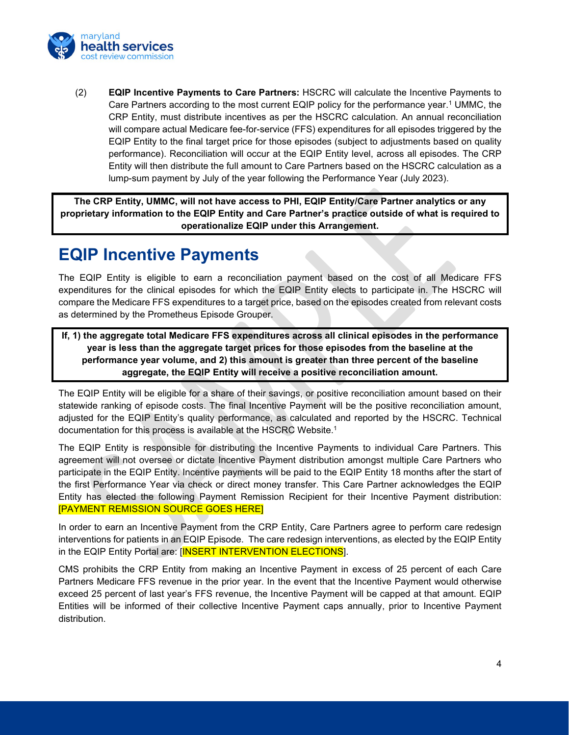(2) **EQIP Incentive Payments to Care Partners:** HSCRC will calculate the Incentive Payments to Care Partners according to the most current EQIP policy for the performance year.[1] UMMC, the CRP Entity, must distribute incentives as per the HSCRC calculation. An annual reconciliation will compare actual Medicare fee-for-service (FFS) expenditures for all episodes triggered by the EQIP Entity to the final target price for those episodes (subject to adjustments based on quality performance). Reconciliation will occur at the EQIP Entity level, across all episodes. The CRP Entity will then distribute the full amount to Care Partners based on the HSCRC calculation as a lump-sum payment by July of the year following the Performance Year (July 2023).

**The CRP Entity, UMMC, will not have access to PHI, EQIP Entity/Care Partner analytics or any proprietary information to the EQIP Entity and Care Partner's practice outside of what is required to operationalize EQIP under this Arrangement.**

# EQIP Incentive Payments

The EQIP Entity is eligible to earn a reconciliation payment based on the cost of all Medicare FFS expenditures for the clinical episodes for which the EQIP Entity elects to participate in. The HSCRC will compare the Medicare FFS expenditures to a target price, based on the episodes created from relevant costs as determined by the Prometheus Episode Grouper.

**If, 1) the aggregate total Medicare FFS expenditures across all clinical episodes in the performance year is less than the aggregate target prices for those episodes from the baseline at the performance year volume, and 2) this amount is greater than three percent of the baseline aggregate, the EQIP Entity will receive a positive reconciliation amount.**

The EQIP Entity will be eligible for a share of their savings, or positive reconciliation amount based on their statewide ranking of episode costs. The final Incentive Payment will be the positive reconciliation amount, adjusted for the EQIP Entity's quality performance, as calculated and reported by the HSCRC. Technical documentation for this process is available at the HSCRC Website.[1]

The EQIP Entity is responsible for distributing the Incentive Payments to individual Care Partners. This agreement will not oversee or dictate Incentive Payment distribution amongst multiple Care Partners who participate in the EQIP Entity. Incentive payments will be paid to the EQIP Entity 18 months after the start of the first Performance Year via check or direct money transfer. This Care Partner acknowledges the EQIP Entity has elected the following Payment Remission Recipient for their Incentive Payment distribution: [PAYMENT REMISSION SOURCE GOES HERE]

In order to earn an Incentive Payment from the CRP Entity, Care Partners agree to perform care redesign interventions for patients in an EQIP Episode. The care redesign interventions, as elected by the EQIP Entity in the EQIP Entity Portal are: [INSERT INTERVENTION ELECTIONS].

CMS prohibits the CRP Entity from making an Incentive Payment in excess of 25 percent of each Care Partners Medicare FFS revenue in the prior year. In the event that the Incentive Payment would otherwise exceed 25 percent of last year's FFS revenue, the Incentive Payment will be capped at that amount. EQIP Entities will be informed of their collective Incentive Payment caps annually, prior to Incentive Payment distribution.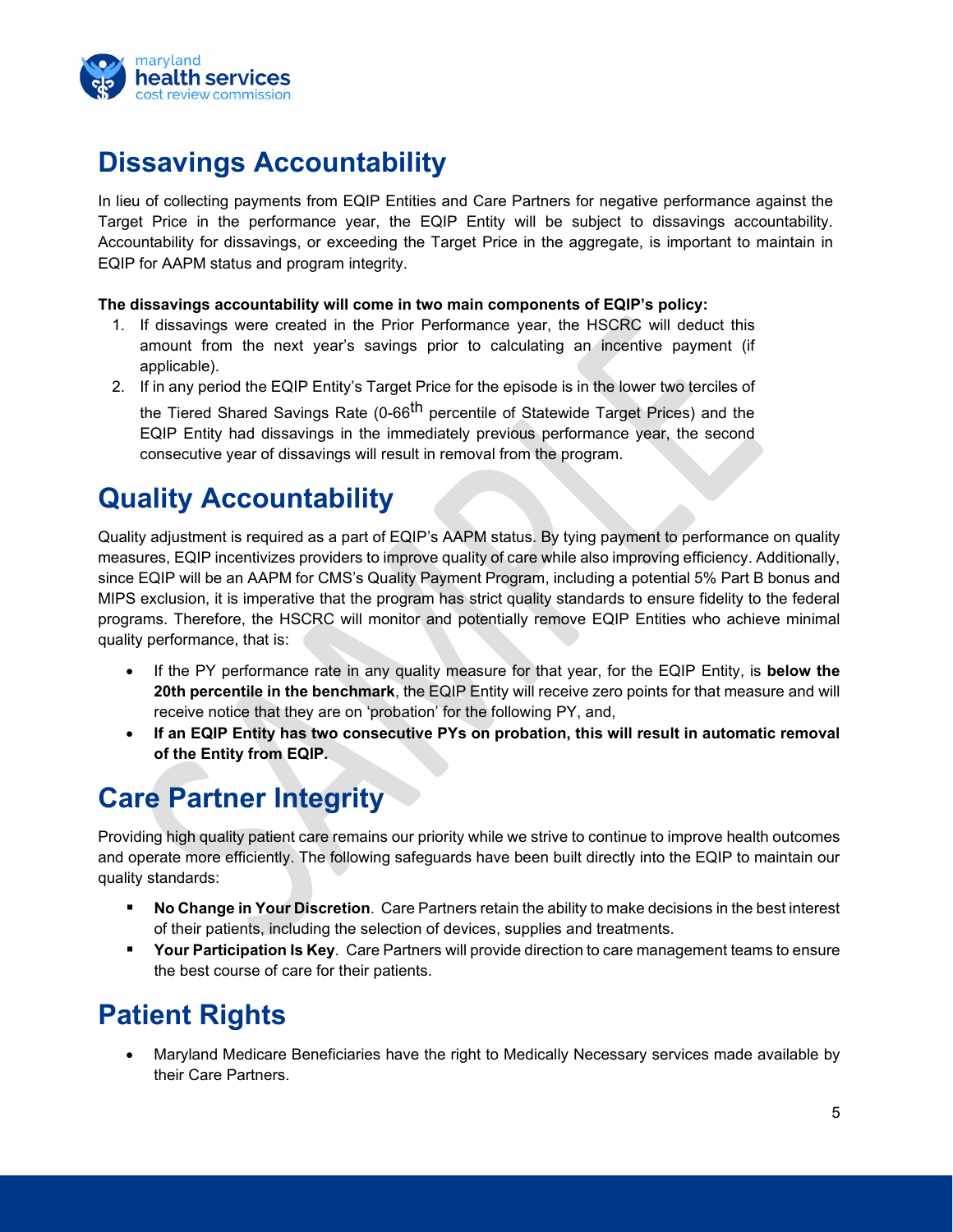## Dissavings Accountability

In lieu of collecting payments from EQIP Entities and Care Partners for negative performance against the Target Price in the performance year, the EQIP Entity will be subject to dissavings accountability. Accountability for dissavings, or exceeding the Target Price in the aggregate, is important to maintain in EQIP for AAPM status and program integrity.

**The dissavings accountability will come in two main components of EQIP's policy:**

1. If dissavings were created in the Prior Performance year, the HSCRC will deduct this amount from the next year's savings prior to calculating an incentive payment (if applicable).
2. If in any period the EQIP Entity's Target Price for the episode is in the lower two terciles of the Tiered Shared Savings Rate (0-66th percentile of Statewide Target Prices) and the EQIP Entity had dissavings in the immediately previous performance year, the second consecutive year of dissavings will result in removal from the program.

## Quality Accountability

Quality adjustment is required as a part of EQIP's AAPM status. By tying payment to performance on quality measures, EQIP incentivizes providers to improve quality of care while also improving efficiency. Additionally, since EQIP will be an AAPM for CMS's Quality Payment Program, including a potential 5% Part B bonus and MIPS exclusion, it is imperative that the program has strict quality standards to ensure fidelity to the federal programs. Therefore, the HSCRC will monitor and potentially remove EQIP Entities who achieve minimal quality performance, that is:

- If the PY performance rate in any quality measure for that year, for the EQIP Entity, is **below the 20th percentile in the benchmark**, the EQIP Entity will receive zero points for that measure and will receive notice that they are on 'probation' for the following PY, and,
- **If an EQIP Entity has two consecutive PYs on probation, this will result in automatic removal of the Entity from EQIP.**

## Care Partner Integrity

Providing high quality patient care remains our priority while we strive to continue to improve health outcomes and operate more efficiently. The following safeguards have been built directly into the EQIP to maintain our quality standards:

- **No Change in Your Discretion**. Care Partners retain the ability to make decisions in the best interest of their patients, including the selection of devices, supplies and treatments.
- **Your Participation Is Key**. Care Partners will provide direction to care management teams to ensure the best course of care for their patients.

## Patient Rights

- Maryland Medicare Beneficiaries have the right to Medically Necessary services made available by their Care Partners.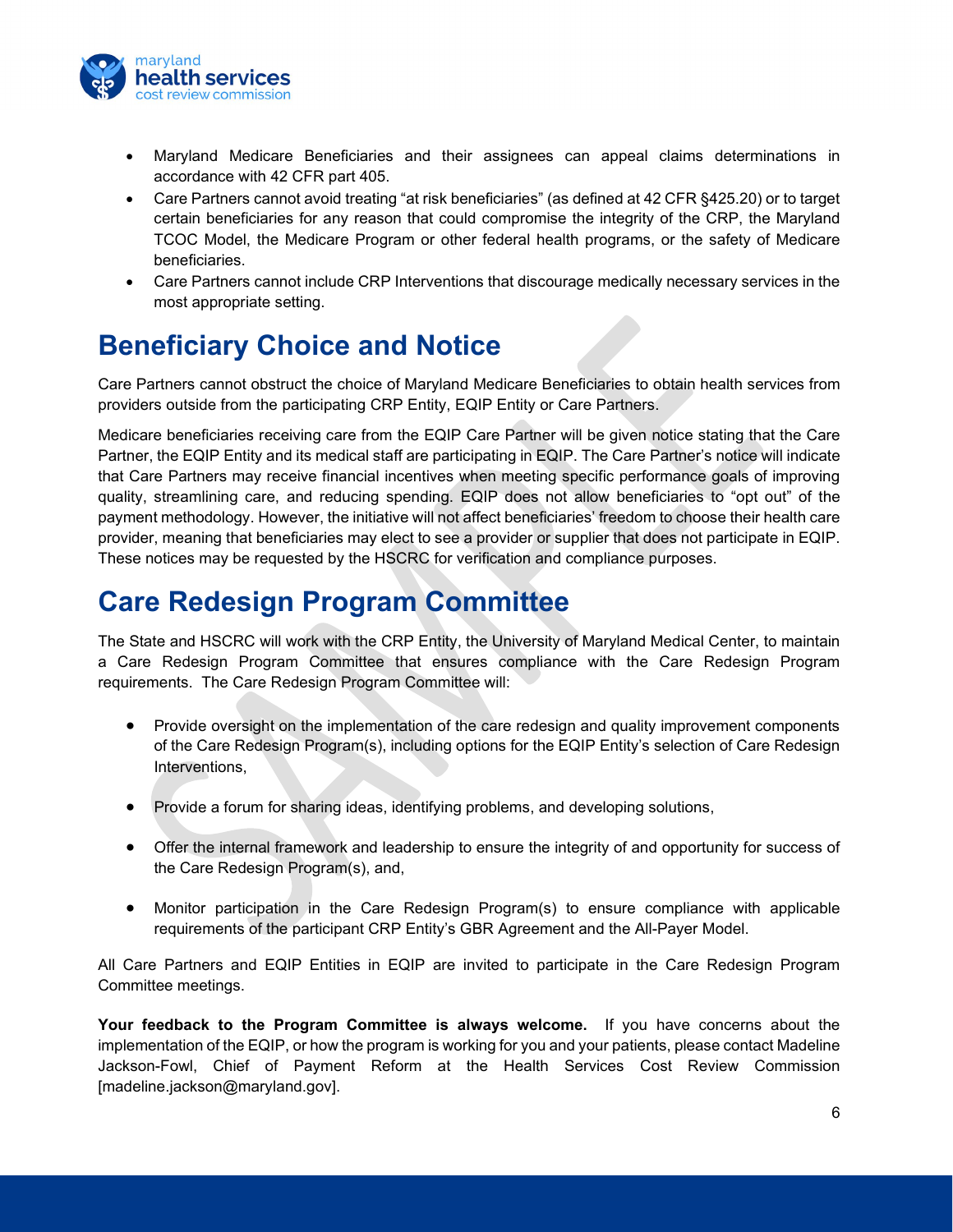- Maryland Medicare Beneficiaries and their assignees can appeal claims determinations in accordance with 42 CFR part 405.
- Care Partners cannot avoid treating "at risk beneficiaries" (as defined at 42 CFR §425.20) or to target certain beneficiaries for any reason that could compromise the integrity of the CRP, the Maryland TCOC Model, the Medicare Program or other federal health programs, or the safety of Medicare beneficiaries.
- Care Partners cannot include CRP Interventions that discourage medically necessary services in the most appropriate setting.

# Beneficiary Choice and Notice

Care Partners cannot obstruct the choice of Maryland Medicare Beneficiaries to obtain health services from providers outside from the participating CRP Entity, EQIP Entity or Care Partners.

Medicare beneficiaries receiving care from the EQIP Care Partner will be given notice stating that the Care Partner, the EQIP Entity and its medical staff are participating in EQIP. The Care Partner's notice will indicate that Care Partners may receive financial incentives when meeting specific performance goals of improving quality, streamlining care, and reducing spending. EQIP does not allow beneficiaries to "opt out" of the payment methodology. However, the initiative will not affect beneficiaries' freedom to choose their health care provider, meaning that beneficiaries may elect to see a provider or supplier that does not participate in EQIP. These notices may be requested by the HSCRC for verification and compliance purposes.

# Care Redesign Program Committee

The State and HSCRC will work with the CRP Entity, the University of Maryland Medical Center, to maintain a Care Redesign Program Committee that ensures compliance with the Care Redesign Program requirements. The Care Redesign Program Committee will:

- Provide oversight on the implementation of the care redesign and quality improvement components of the Care Redesign Program(s), including options for the EQIP Entity's selection of Care Redesign Interventions,
- Provide a forum for sharing ideas, identifying problems, and developing solutions,
- Offer the internal framework and leadership to ensure the integrity of and opportunity for success of the Care Redesign Program(s), and,
- Monitor participation in the Care Redesign Program(s) to ensure compliance with applicable requirements of the participant CRP Entity's GBR Agreement and the All-Payer Model.

All Care Partners and EQIP Entities in EQIP are invited to participate in the Care Redesign Program Committee meetings.

**Your feedback to the Program Committee is always welcome.** If you have concerns about the implementation of the EQIP, or how the program is working for you and your patients, please contact Madeline Jackson-Fowl, Chief of Payment Reform at the Health Services Cost Review Commission [madeline.jackson@maryland.gov].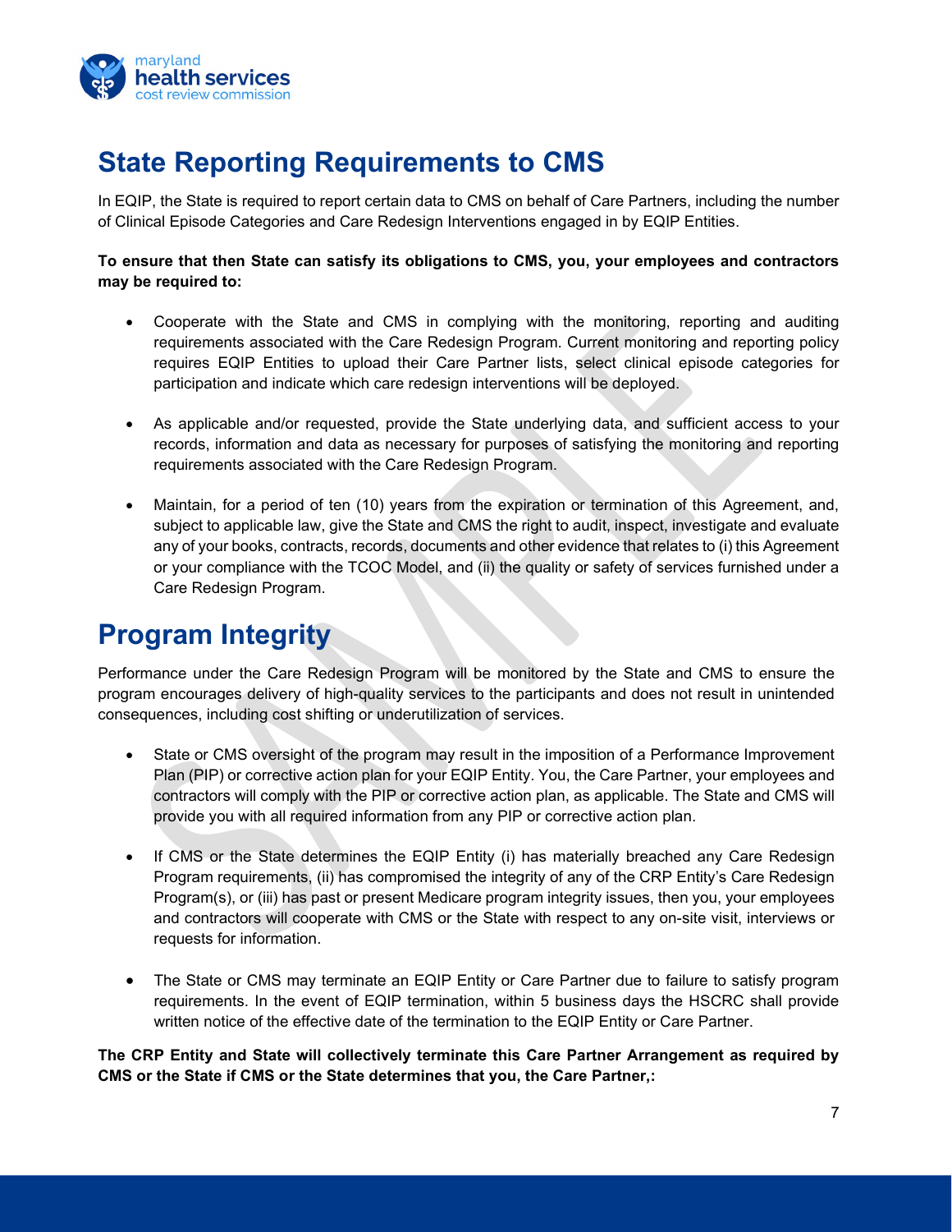# State Reporting Requirements to CMS

In EQIP, the State is required to report certain data to CMS on behalf of Care Partners, including the number of Clinical Episode Categories and Care Redesign Interventions engaged in by EQIP Entities.

**To ensure that then State can satisfy its obligations to CMS, you, your employees and contractors may be required to:**

- Cooperate with the State and CMS in complying with the monitoring, reporting and auditing requirements associated with the Care Redesign Program. Current monitoring and reporting policy requires EQIP Entities to upload their Care Partner lists, select clinical episode categories for participation and indicate which care redesign interventions will be deployed.

- As applicable and/or requested, provide the State underlying data, and sufficient access to your records, information and data as necessary for purposes of satisfying the monitoring and reporting requirements associated with the Care Redesign Program.

- Maintain, for a period of ten (10) years from the expiration or termination of this Agreement, and, subject to applicable law, give the State and CMS the right to audit, inspect, investigate and evaluate any of your books, contracts, records, documents and other evidence that relates to (i) this Agreement or your compliance with the TCOC Model, and (ii) the quality or safety of services furnished under a Care Redesign Program.

# Program Integrity

Performance under the Care Redesign Program will be monitored by the State and CMS to ensure the program encourages delivery of high-quality services to the participants and does not result in unintended consequences, including cost shifting or underutilization of services.

- State or CMS oversight of the program may result in the imposition of a Performance Improvement Plan (PIP) or corrective action plan for your EQIP Entity. You, the Care Partner, your employees and contractors will comply with the PIP or corrective action plan, as applicable. The State and CMS will provide you with all required information from any PIP or corrective action plan.

- If CMS or the State determines the EQIP Entity (i) has materially breached any Care Redesign Program requirements, (ii) has compromised the integrity of any of the CRP Entity's Care Redesign Program(s), or (iii) has past or present Medicare program integrity issues, then you, your employees and contractors will cooperate with CMS or the State with respect to any on-site visit, interviews or requests for information.

- The State or CMS may terminate an EQIP Entity or Care Partner due to failure to satisfy program requirements. In the event of EQIP termination, within 5 business days the HSCRC shall provide written notice of the effective date of the termination to the EQIP Entity or Care Partner.

**The CRP Entity and State will collectively terminate this Care Partner Arrangement as required by CMS or the State if CMS or the State determines that you, the Care Partner,:**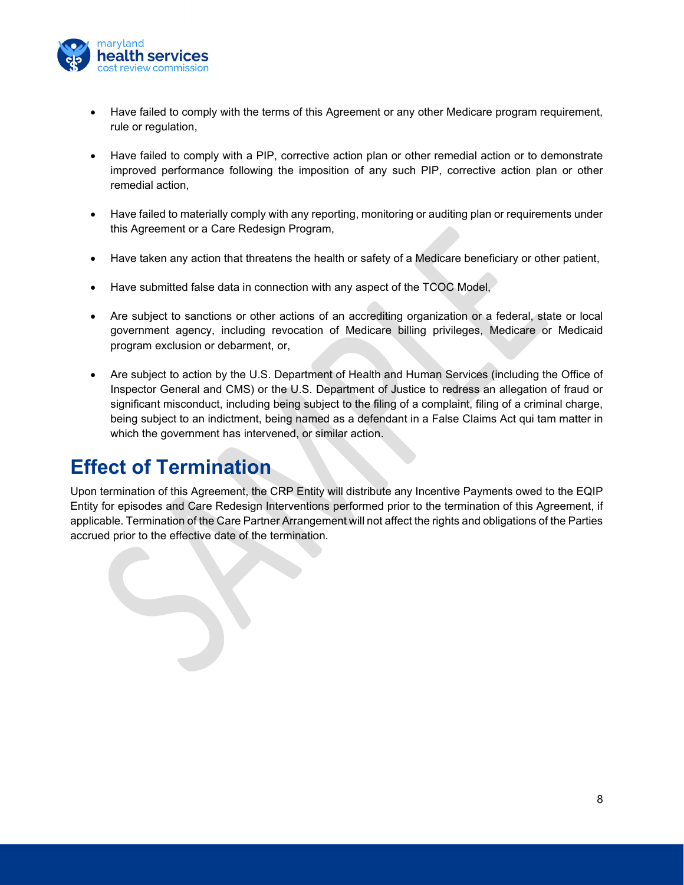- Have failed to comply with the terms of this Agreement or any other Medicare program requirement, rule or regulation,

- Have failed to comply with a PIP, corrective action plan or other remedial action or to demonstrate improved performance following the imposition of any such PIP, corrective action plan or other remedial action,

- Have failed to materially comply with any reporting, monitoring or auditing plan or requirements under this Agreement or a Care Redesign Program,

- Have taken any action that threatens the health or safety of a Medicare beneficiary or other patient,

- Have submitted false data in connection with any aspect of the TCOC Model,

- Are subject to sanctions or other actions of an accrediting organization or a federal, state or local government agency, including revocation of Medicare billing privileges, Medicare or Medicaid program exclusion or debarment, or,

- Are subject to action by the U.S. Department of Health and Human Services (including the Office of Inspector General and CMS) or the U.S. Department of Justice to redress an allegation of fraud or significant misconduct, including being subject to the filing of a complaint, filing of a criminal charge, being subject to an indictment, being named as a defendant in a False Claims Act qui tam matter in which the government has intervened, or similar action.

# Effect of Termination

Upon termination of this Agreement, the CRP Entity will distribute any Incentive Payments owed to the EQIP Entity for episodes and Care Redesign Interventions performed prior to the termination of this Agreement, if applicable. Termination of the Care Partner Arrangement will not affect the rights and obligations of the Parties accrued prior to the effective date of the termination.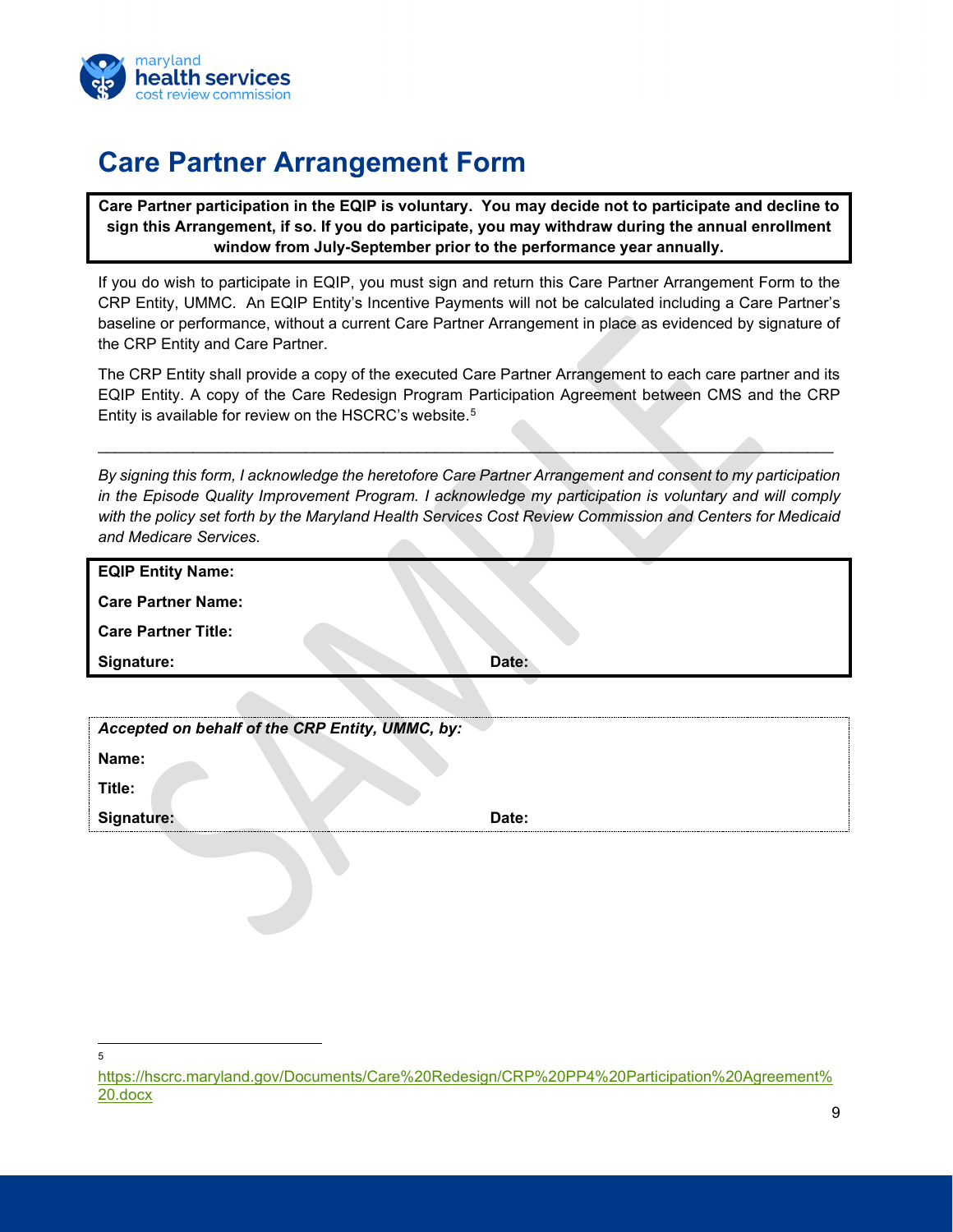# Care Partner Arrangement Form

**Care Partner participation in the EQIP is voluntary. You may decide not to participate and decline to sign this Arrangement, if so. If you do participate, you may withdraw during the annual enrollment window from July-September prior to the performance year annually.**

If you do wish to participate in EQIP, you must sign and return this Care Partner Arrangement Form to the CRP Entity, UMMC. An EQIP Entity's Incentive Payments will not be calculated including a Care Partner's baseline or performance, without a current Care Partner Arrangement in place as evidenced by signature of the CRP Entity and Care Partner.

The CRP Entity shall provide a copy of the executed Care Partner Arrangement to each care partner and its EQIP Entity. A copy of the Care Redesign Program Participation Agreement between CMS and the CRP Entity is available for review on the HSCRC's website.[5]

---

*By signing this form, I acknowledge the heretofore Care Partner Arrangement and consent to my participation in the Episode Quality Improvement Program. I acknowledge my participation is voluntary and will comply with the policy set forth by the Maryland Health Services Cost Review Commission and Centers for Medicaid and Medicare Services.*

**EQIP Entity Name:**

**Care Partner Name:**

**Care Partner Title:**

**Signature:** **Date:**

***Accepted on behalf of the CRP Entity, UMMC, by:***

**Name:**

**Title:**

**Signature:** **Date:**

[5] https://hscrc.maryland.gov/Documents/Care%20Redesign/CRP%20PP4%20Participation%20Agreement%20.docx